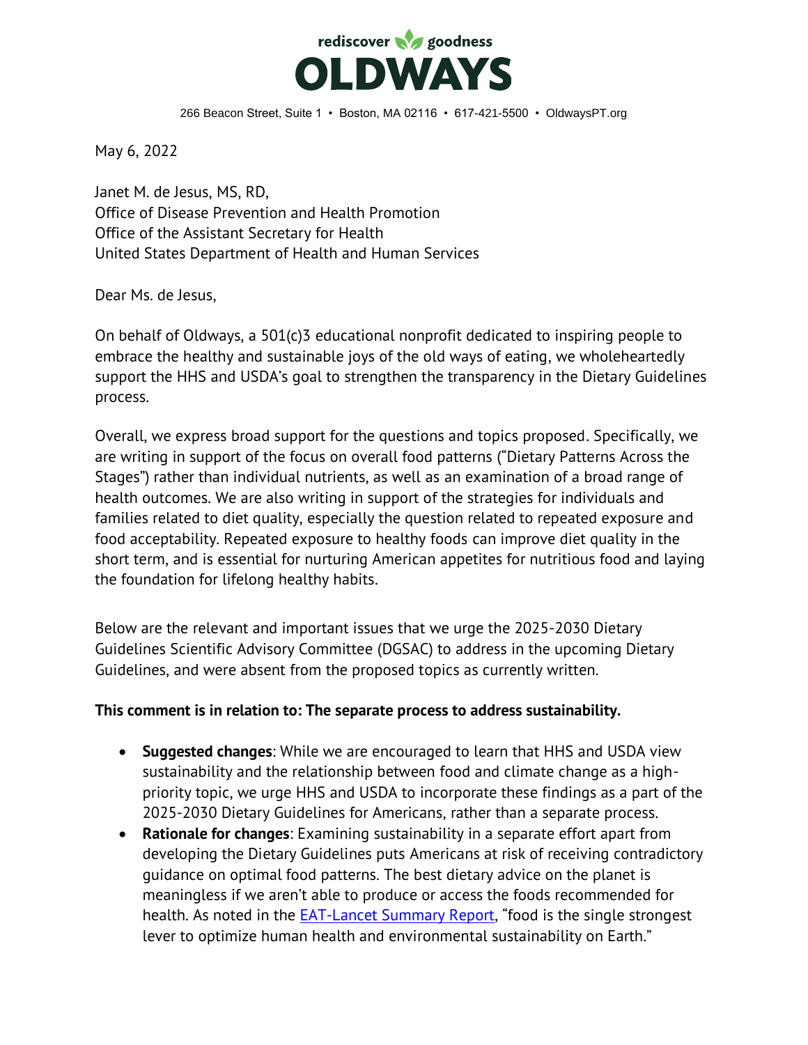rediscover goodness

# OLDWAYS

266 Beacon Street, Suite 1 • Boston, MA 02116 • 617-421-5500 • OldwaysPT.org

May 6, 2022

Janet M. de Jesus, MS, RD,
Office of Disease Prevention and Health Promotion
Office of the Assistant Secretary for Health
United States Department of Health and Human Services

Dear Ms. de Jesus,

On behalf of Oldways, a 501(c)3 educational nonprofit dedicated to inspiring people to embrace the healthy and sustainable joys of the old ways of eating, we wholeheartedly support the HHS and USDA's goal to strengthen the transparency in the Dietary Guidelines process.

Overall, we express broad support for the questions and topics proposed. Specifically, we are writing in support of the focus on overall food patterns ("Dietary Patterns Across the Stages") rather than individual nutrients, as well as an examination of a broad range of health outcomes. We are also writing in support of the strategies for individuals and families related to diet quality, especially the question related to repeated exposure and food acceptability. Repeated exposure to healthy foods can improve diet quality in the short term, and is essential for nurturing American appetites for nutritious food and laying the foundation for lifelong healthy habits.

Below are the relevant and important issues that we urge the 2025-2030 Dietary Guidelines Scientific Advisory Committee (DGSAC) to address in the upcoming Dietary Guidelines, and were absent from the proposed topics as currently written.

**This comment is in relation to: The separate process to address sustainability.**

- **Suggested changes**: While we are encouraged to learn that HHS and USDA view sustainability and the relationship between food and climate change as a high-priority topic, we urge HHS and USDA to incorporate these findings as a part of the 2025-2030 Dietary Guidelines for Americans, rather than a separate process.
- **Rationale for changes**: Examining sustainability in a separate effort apart from developing the Dietary Guidelines puts Americans at risk of receiving contradictory guidance on optimal food patterns. The best dietary advice on the planet is meaningless if we aren't able to produce or access the foods recommended for health. As noted in the EAT-Lancet Summary Report, "food is the single strongest lever to optimize human health and environmental sustainability on Earth."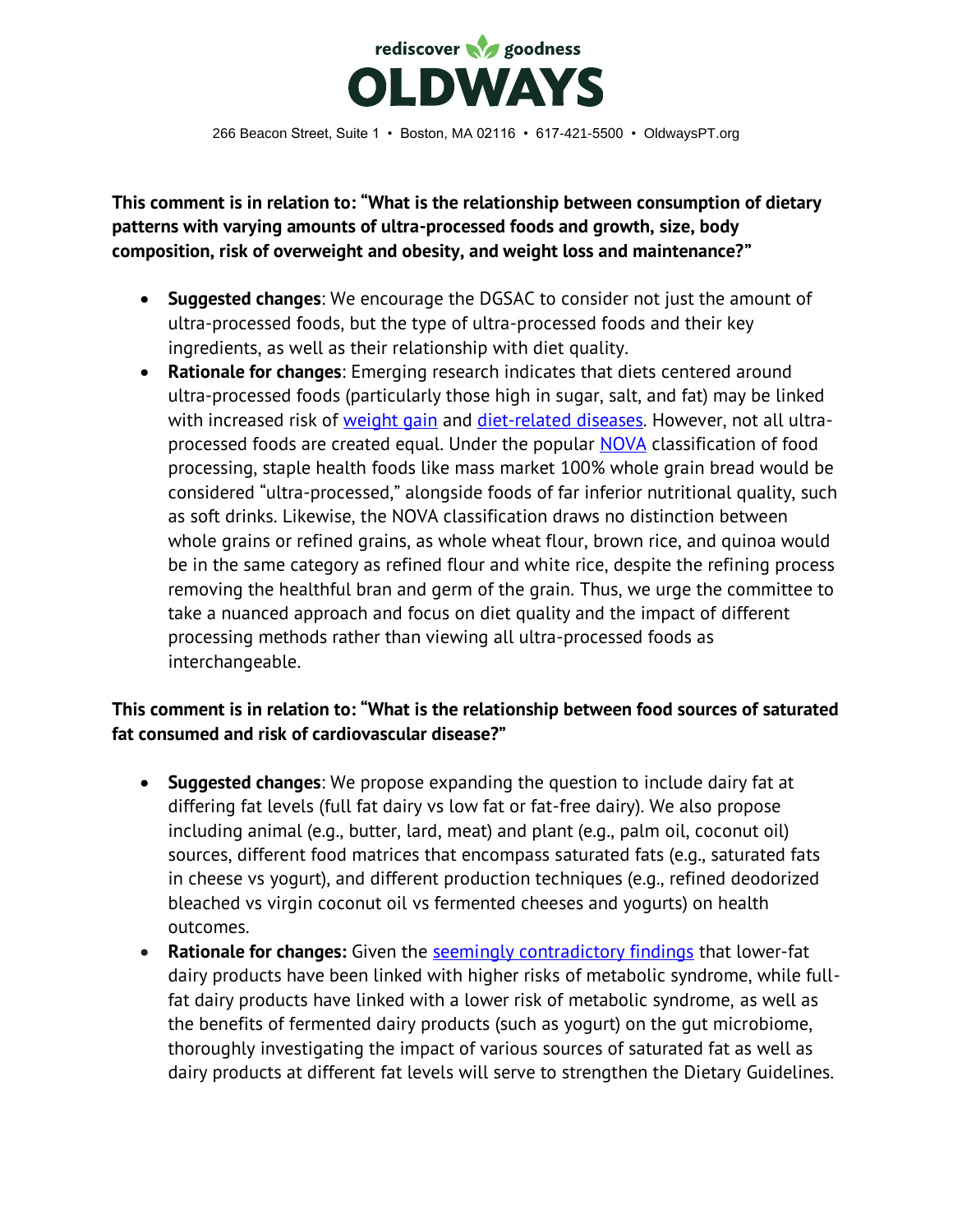**This comment is in relation to: "What is the relationship between consumption of dietary patterns with varying amounts of ultra-processed foods and growth, size, body composition, risk of overweight and obesity, and weight loss and maintenance?"**

- **Suggested changes**: We encourage the DGSAC to consider not just the amount of ultra-processed foods, but the type of ultra-processed foods and their key ingredients, as well as their relationship with diet quality.
- **Rationale for changes**: Emerging research indicates that diets centered around ultra-processed foods (particularly those high in sugar, salt, and fat) may be linked with increased risk of weight gain and diet-related diseases. However, not all ultra-processed foods are created equal. Under the popular NOVA classification of food processing, staple health foods like mass market 100% whole grain bread would be considered "ultra-processed," alongside foods of far inferior nutritional quality, such as soft drinks. Likewise, the NOVA classification draws no distinction between whole grains or refined grains, as whole wheat flour, brown rice, and quinoa would be in the same category as refined flour and white rice, despite the refining process removing the healthful bran and germ of the grain. Thus, we urge the committee to take a nuanced approach and focus on diet quality and the impact of different processing methods rather than viewing all ultra-processed foods as interchangeable.

**This comment is in relation to: "What is the relationship between food sources of saturated fat consumed and risk of cardiovascular disease?"**

- **Suggested changes**: We propose expanding the question to include dairy fat at differing fat levels (full fat dairy vs low fat or fat-free dairy). We also propose including animal (e.g., butter, lard, meat) and plant (e.g., palm oil, coconut oil) sources, different food matrices that encompass saturated fats (e.g., saturated fats in cheese vs yogurt), and different production techniques (e.g., refined deodorized bleached vs virgin coconut oil vs fermented cheeses and yogurts) on health outcomes.
- **Rationale for changes:** Given the seemingly contradictory findings that lower-fat dairy products have been linked with higher risks of metabolic syndrome, while full-fat dairy products have linked with a lower risk of metabolic syndrome, as well as the benefits of fermented dairy products (such as yogurt) on the gut microbiome, thoroughly investigating the impact of various sources of saturated fat as well as dairy products at different fat levels will serve to strengthen the Dietary Guidelines.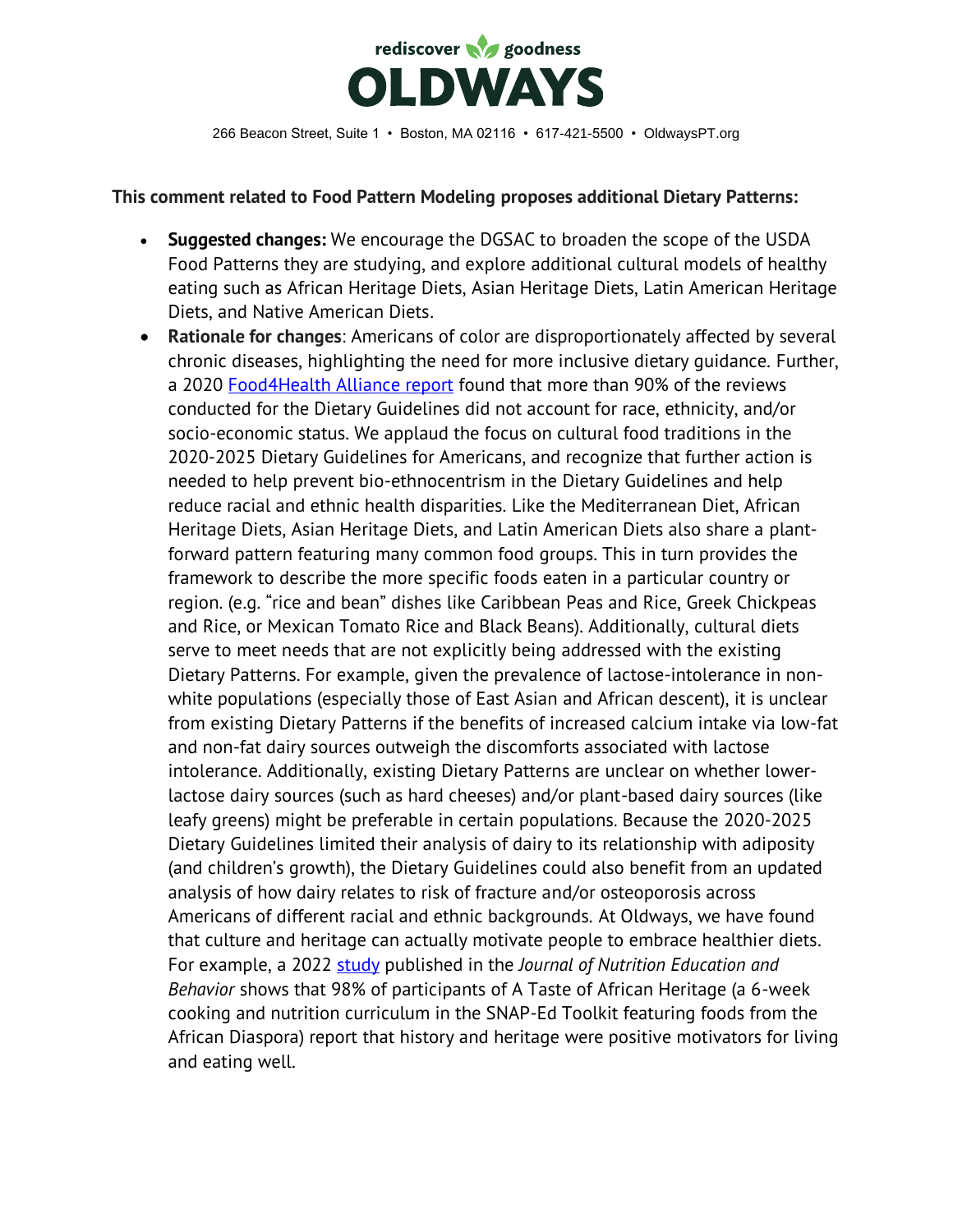**This comment related to Food Pattern Modeling proposes additional Dietary Patterns:**

- **Suggested changes:** We encourage the DGSAC to broaden the scope of the USDA Food Patterns they are studying, and explore additional cultural models of healthy eating such as African Heritage Diets, Asian Heritage Diets, Latin American Heritage Diets, and Native American Diets.
- **Rationale for changes**: Americans of color are disproportionately affected by several chronic diseases, highlighting the need for more inclusive dietary guidance. Further, a 2020 [Food4Health Alliance report](#) found that more than 90% of the reviews conducted for the Dietary Guidelines did not account for race, ethnicity, and/or socio-economic status. We applaud the focus on cultural food traditions in the 2020-2025 Dietary Guidelines for Americans, and recognize that further action is needed to help prevent bio-ethnocentrism in the Dietary Guidelines and help reduce racial and ethnic health disparities. Like the Mediterranean Diet, African Heritage Diets, Asian Heritage Diets, and Latin American Diets also share a plant-forward pattern featuring many common food groups. This in turn provides the framework to describe the more specific foods eaten in a particular country or region. (e.g. "rice and bean" dishes like Caribbean Peas and Rice, Greek Chickpeas and Rice, or Mexican Tomato Rice and Black Beans). Additionally, cultural diets serve to meet needs that are not explicitly being addressed with the existing Dietary Patterns. For example, given the prevalence of lactose-intolerance in non-white populations (especially those of East Asian and African descent), it is unclear from existing Dietary Patterns if the benefits of increased calcium intake via low-fat and non-fat dairy sources outweigh the discomforts associated with lactose intolerance. Additionally, existing Dietary Patterns are unclear on whether lower-lactose dairy sources (such as hard cheeses) and/or plant-based dairy sources (like leafy greens) might be preferable in certain populations. Because the 2020-2025 Dietary Guidelines limited their analysis of dairy to its relationship with adiposity (and children's growth), the Dietary Guidelines could also benefit from an updated analysis of how dairy relates to risk of fracture and/or osteoporosis across Americans of different racial and ethnic backgrounds. At Oldways, we have found that culture and heritage can actually motivate people to embrace healthier diets. For example, a 2022 [study](#) published in the *Journal of Nutrition Education and Behavior* shows that 98% of participants of A Taste of African Heritage (a 6-week cooking and nutrition curriculum in the SNAP-Ed Toolkit featuring foods from the African Diaspora) report that history and heritage were positive motivators for living and eating well.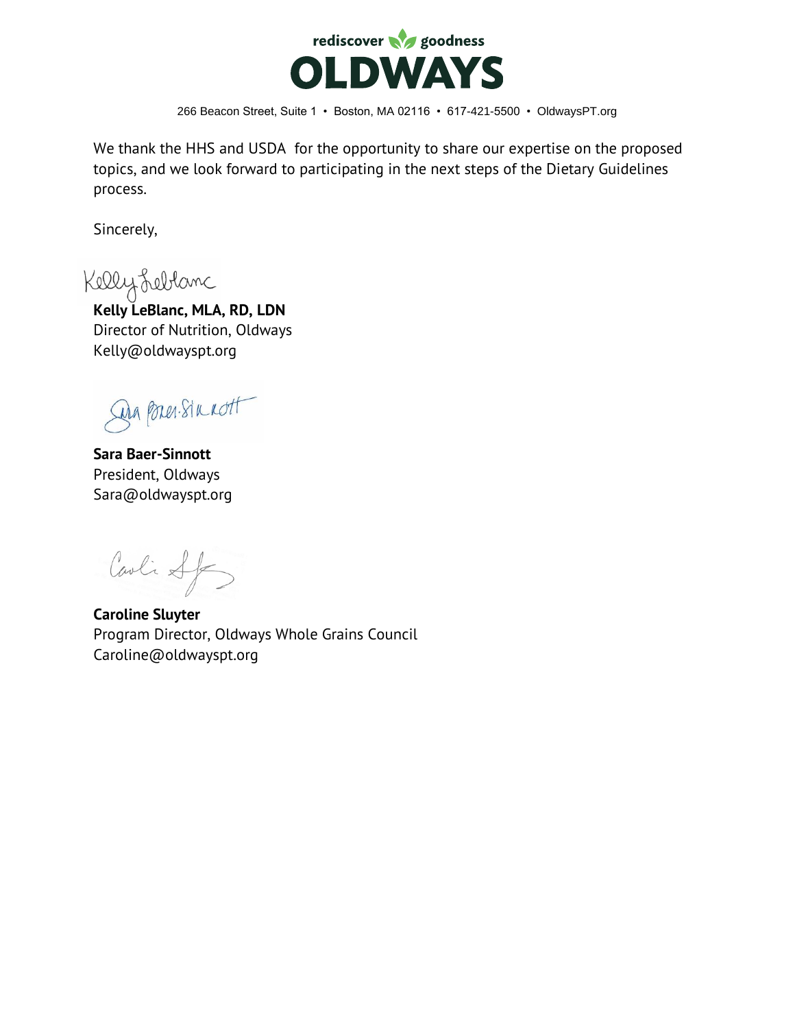rediscover goodness
OLDWAYS

266 Beacon Street, Suite 1 • Boston, MA 02116 • 617-421-5500 • OldwaysPT.org

We thank the HHS and USDA for the opportunity to share our expertise on the proposed topics, and we look forward to participating in the next steps of the Dietary Guidelines process.

Sincerely,

**Kelly LeBlanc, MLA, RD, LDN**
Director of Nutrition, Oldways
Kelly@oldwayspt.org

**Sara Baer-Sinnott**
President, Oldways
Sara@oldwayspt.org

**Caroline Sluyter**
Program Director, Oldways Whole Grains Council
Caroline@oldwayspt.org